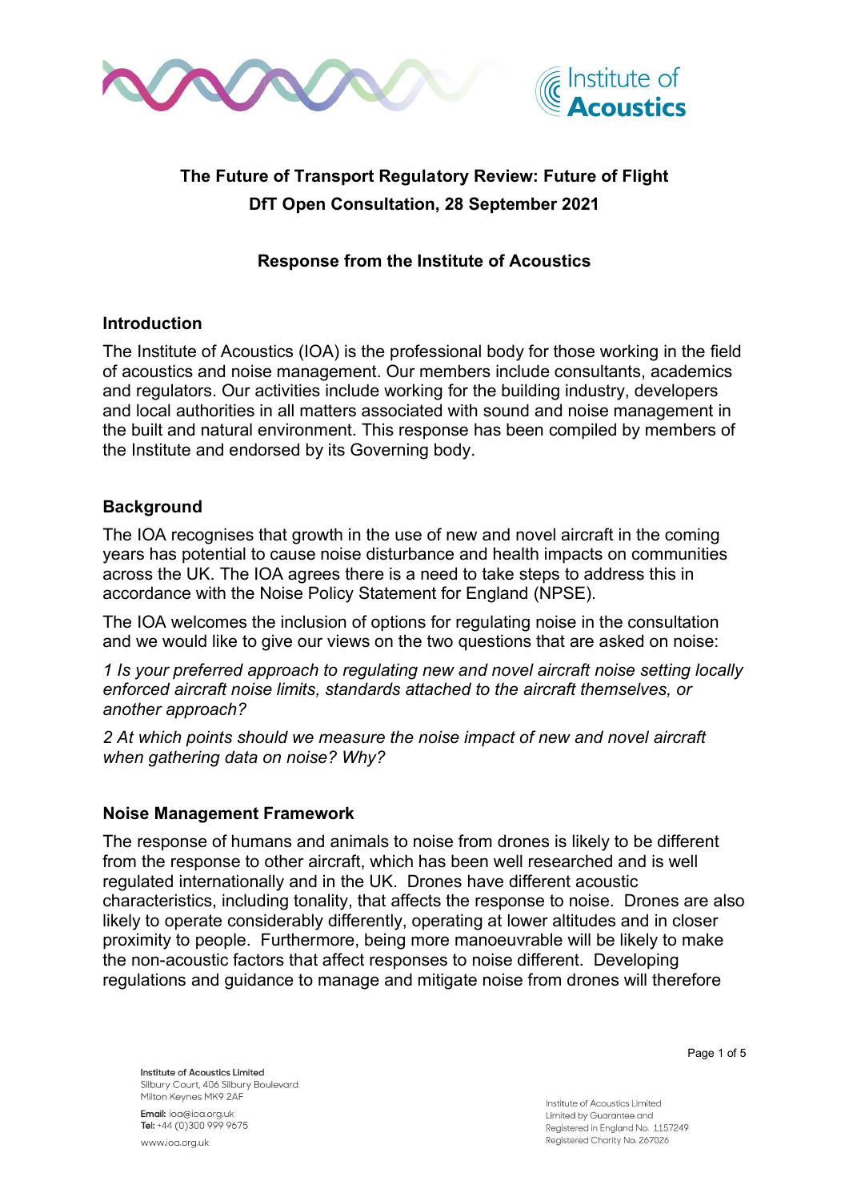# The Future of Transport Regulatory Review: Future of Flight

**DfT Open Consultation, 28 September 2021**

**Response from the Institute of Acoustics**

## Introduction

The Institute of Acoustics (IOA) is the professional body for those working in the field of acoustics and noise management. Our members include consultants, academics and regulators. Our activities include working for the building industry, developers and local authorities in all matters associated with sound and noise management in the built and natural environment. This response has been compiled by members of the Institute and endorsed by its Governing body.

## Background

The IOA recognises that growth in the use of new and novel aircraft in the coming years has potential to cause noise disturbance and health impacts on communities across the UK. The IOA agrees there is a need to take steps to address this in accordance with the Noise Policy Statement for England (NPSE).

The IOA welcomes the inclusion of options for regulating noise in the consultation and we would like to give our views on the two questions that are asked on noise:

*1 Is your preferred approach to regulating new and novel aircraft noise setting locally enforced aircraft noise limits, standards attached to the aircraft themselves, or another approach?*

*2 At which points should we measure the noise impact of new and novel aircraft when gathering data on noise? Why?*

## Noise Management Framework

The response of humans and animals to noise from drones is likely to be different from the response to other aircraft, which has been well researched and is well regulated internationally and in the UK. Drones have different acoustic characteristics, including tonality, that affects the response to noise. Drones are also likely to operate considerably differently, operating at lower altitudes and in closer proximity to people. Furthermore, being more manoeuvrable will be likely to make the non-acoustic factors that affect responses to noise different. Developing regulations and guidance to manage and mitigate noise from drones will therefore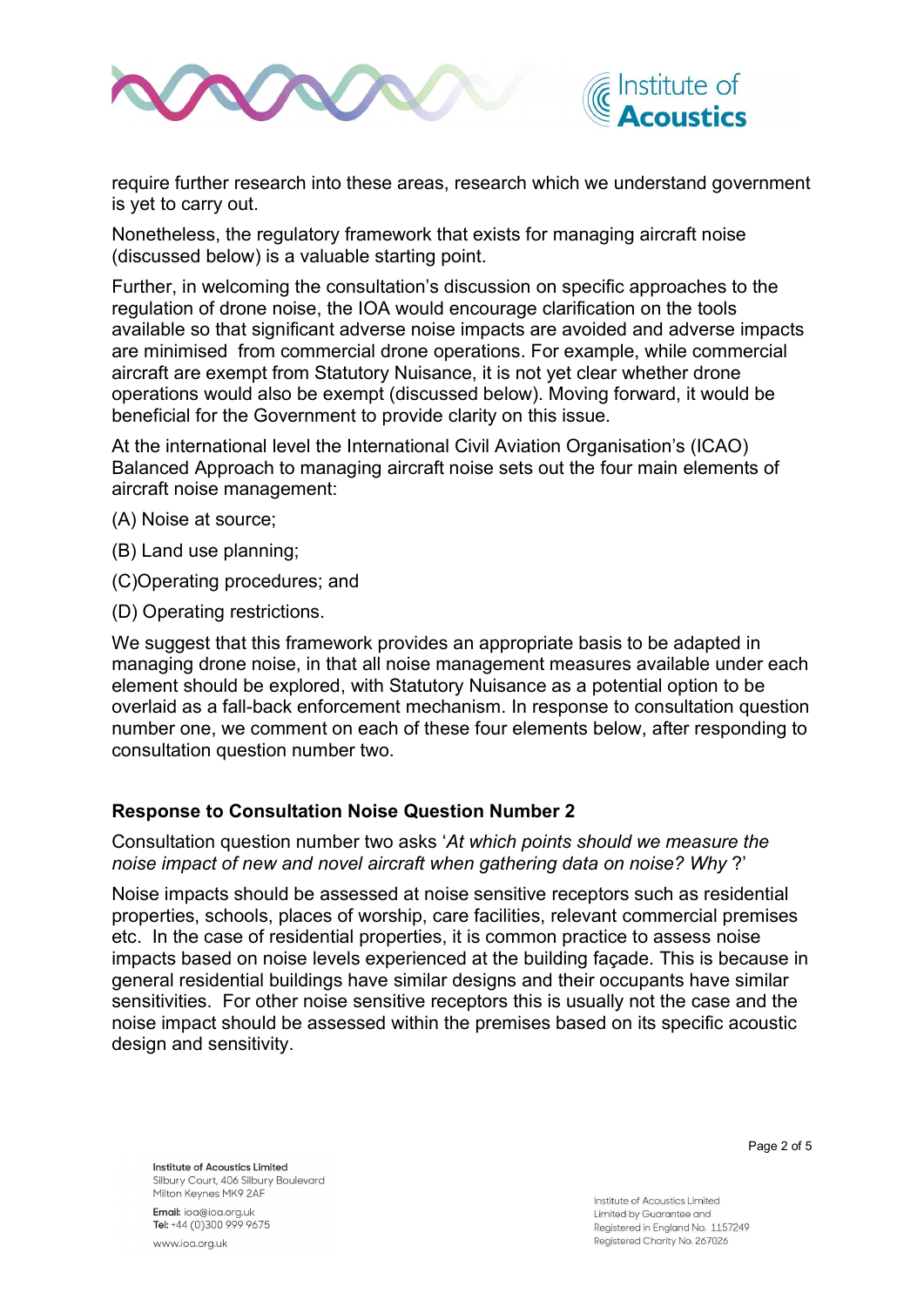require further research into these areas, research which we understand government is yet to carry out.

Nonetheless, the regulatory framework that exists for managing aircraft noise (discussed below) is a valuable starting point.

Further, in welcoming the consultation's discussion on specific approaches to the regulation of drone noise, the IOA would encourage clarification on the tools available so that significant adverse noise impacts are avoided and adverse impacts are minimised from commercial drone operations. For example, while commercial aircraft are exempt from Statutory Nuisance, it is not yet clear whether drone operations would also be exempt (discussed below). Moving forward, it would be beneficial for the Government to provide clarity on this issue.

At the international level the International Civil Aviation Organisation's (ICAO) Balanced Approach to managing aircraft noise sets out the four main elements of aircraft noise management:

(A) Noise at source;

(B) Land use planning;

(C)Operating procedures; and

(D) Operating restrictions.

We suggest that this framework provides an appropriate basis to be adapted in managing drone noise, in that all noise management measures available under each element should be explored, with Statutory Nuisance as a potential option to be overlaid as a fall-back enforcement mechanism. In response to consultation question number one, we comment on each of these four elements below, after responding to consultation question number two.

## Response to Consultation Noise Question Number 2

Consultation question number two asks '*At which points should we measure the noise impact of new and novel aircraft when gathering data on noise? Why* ?'

Noise impacts should be assessed at noise sensitive receptors such as residential properties, schools, places of worship, care facilities, relevant commercial premises etc. In the case of residential properties, it is common practice to assess noise impacts based on noise levels experienced at the building façade. This is because in general residential buildings have similar designs and their occupants have similar sensitivities. For other noise sensitive receptors this is usually not the case and the noise impact should be assessed within the premises based on its specific acoustic design and sensitivity.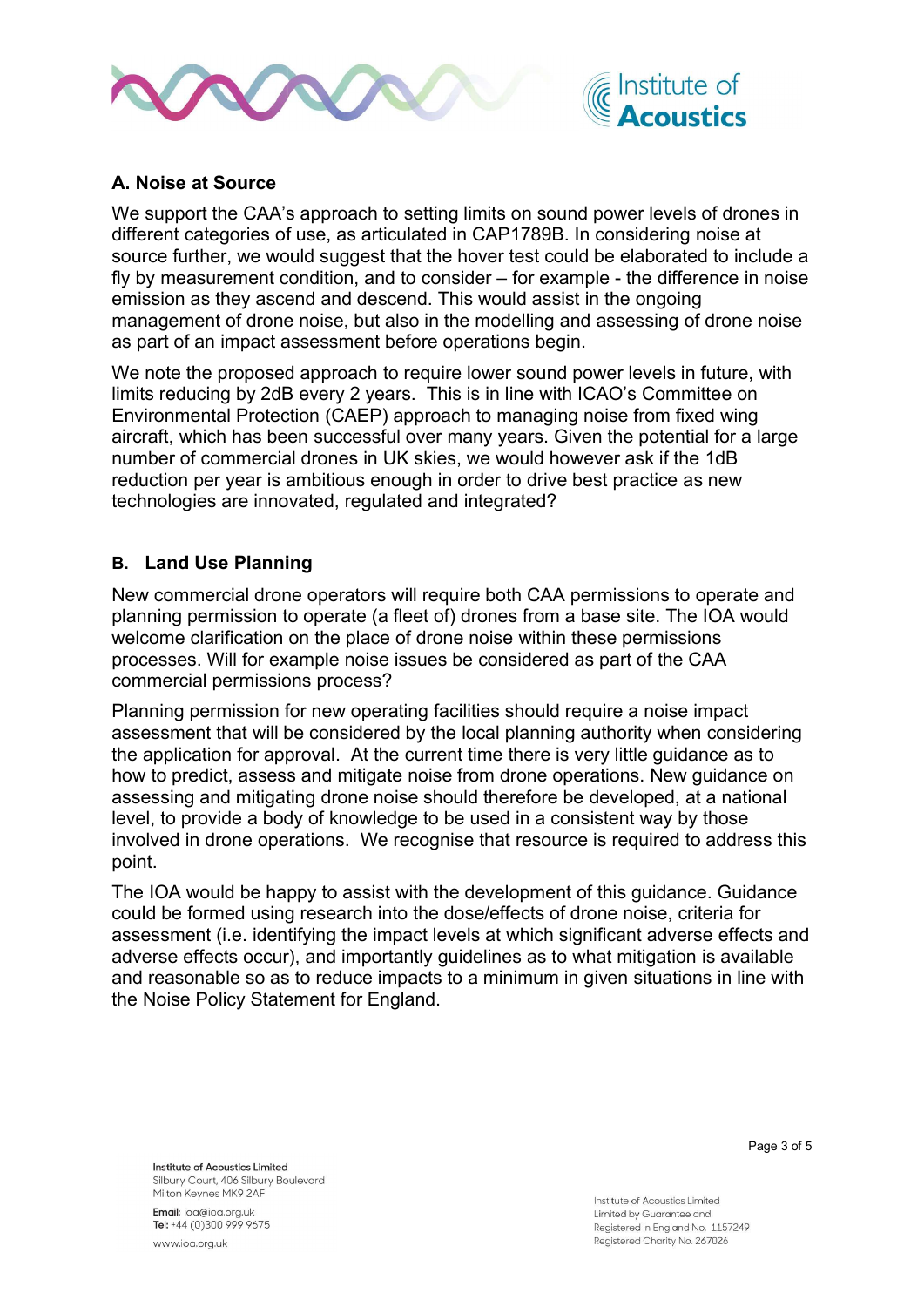## A. Noise at Source

We support the CAA's approach to setting limits on sound power levels of drones in different categories of use, as articulated in CAP1789B. In considering noise at source further, we would suggest that the hover test could be elaborated to include a fly by measurement condition, and to consider – for example - the difference in noise emission as they ascend and descend. This would assist in the ongoing management of drone noise, but also in the modelling and assessing of drone noise as part of an impact assessment before operations begin.

We note the proposed approach to require lower sound power levels in future, with limits reducing by 2dB every 2 years. This is in line with ICAO's Committee on Environmental Protection (CAEP) approach to managing noise from fixed wing aircraft, which has been successful over many years. Given the potential for a large number of commercial drones in UK skies, we would however ask if the 1dB reduction per year is ambitious enough in order to drive best practice as new technologies are innovated, regulated and integrated?

## B. Land Use Planning

New commercial drone operators will require both CAA permissions to operate and planning permission to operate (a fleet of) drones from a base site. The IOA would welcome clarification on the place of drone noise within these permissions processes. Will for example noise issues be considered as part of the CAA commercial permissions process?

Planning permission for new operating facilities should require a noise impact assessment that will be considered by the local planning authority when considering the application for approval. At the current time there is very little guidance as to how to predict, assess and mitigate noise from drone operations. New guidance on assessing and mitigating drone noise should therefore be developed, at a national level, to provide a body of knowledge to be used in a consistent way by those involved in drone operations. We recognise that resource is required to address this point.

The IOA would be happy to assist with the development of this guidance. Guidance could be formed using research into the dose/effects of drone noise, criteria for assessment (i.e. identifying the impact levels at which significant adverse effects and adverse effects occur), and importantly guidelines as to what mitigation is available and reasonable so as to reduce impacts to a minimum in given situations in line with the Noise Policy Statement for England.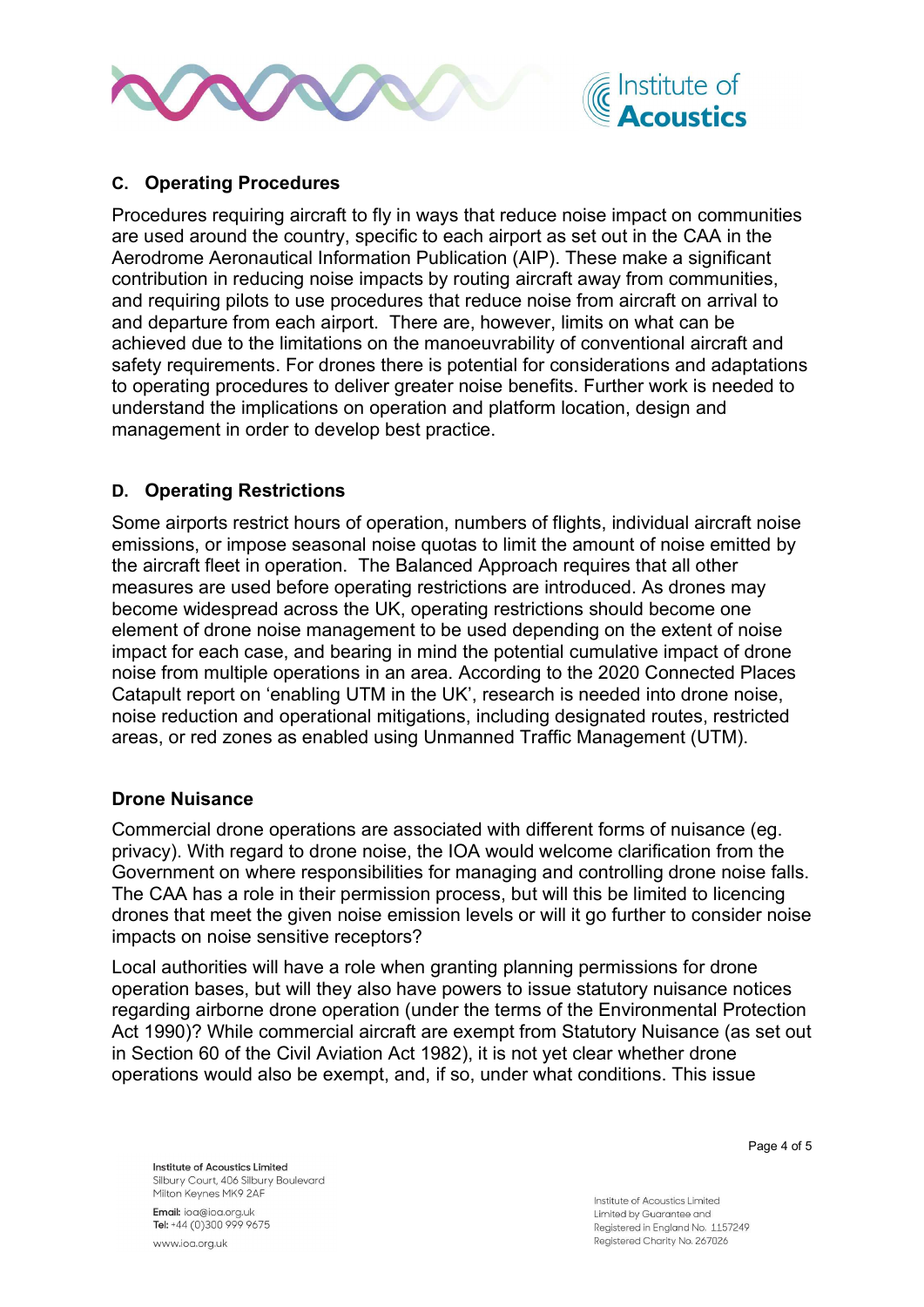### C. Operating Procedures

Procedures requiring aircraft to fly in ways that reduce noise impact on communities are used around the country, specific to each airport as set out in the CAA in the Aerodrome Aeronautical Information Publication (AIP). These make a significant contribution in reducing noise impacts by routing aircraft away from communities, and requiring pilots to use procedures that reduce noise from aircraft on arrival to and departure from each airport. There are, however, limits on what can be achieved due to the limitations on the manoeuvrability of conventional aircraft and safety requirements. For drones there is potential for considerations and adaptations to operating procedures to deliver greater noise benefits. Further work is needed to understand the implications on operation and platform location, design and management in order to develop best practice.

### D. Operating Restrictions

Some airports restrict hours of operation, numbers of flights, individual aircraft noise emissions, or impose seasonal noise quotas to limit the amount of noise emitted by the aircraft fleet in operation. The Balanced Approach requires that all other measures are used before operating restrictions are introduced. As drones may become widespread across the UK, operating restrictions should become one element of drone noise management to be used depending on the extent of noise impact for each case, and bearing in mind the potential cumulative impact of drone noise from multiple operations in an area. According to the 2020 Connected Places Catapult report on 'enabling UTM in the UK', research is needed into drone noise, noise reduction and operational mitigations, including designated routes, restricted areas, or red zones as enabled using Unmanned Traffic Management (UTM).

## Drone Nuisance

Commercial drone operations are associated with different forms of nuisance (eg. privacy). With regard to drone noise, the IOA would welcome clarification from the Government on where responsibilities for managing and controlling drone noise falls. The CAA has a role in their permission process, but will this be limited to licencing drones that meet the given noise emission levels or will it go further to consider noise impacts on noise sensitive receptors?

Local authorities will have a role when granting planning permissions for drone operation bases, but will they also have powers to issue statutory nuisance notices regarding airborne drone operation (under the terms of the Environmental Protection Act 1990)? While commercial aircraft are exempt from Statutory Nuisance (as set out in Section 60 of the Civil Aviation Act 1982), it is not yet clear whether drone operations would also be exempt, and, if so, under what conditions. This issue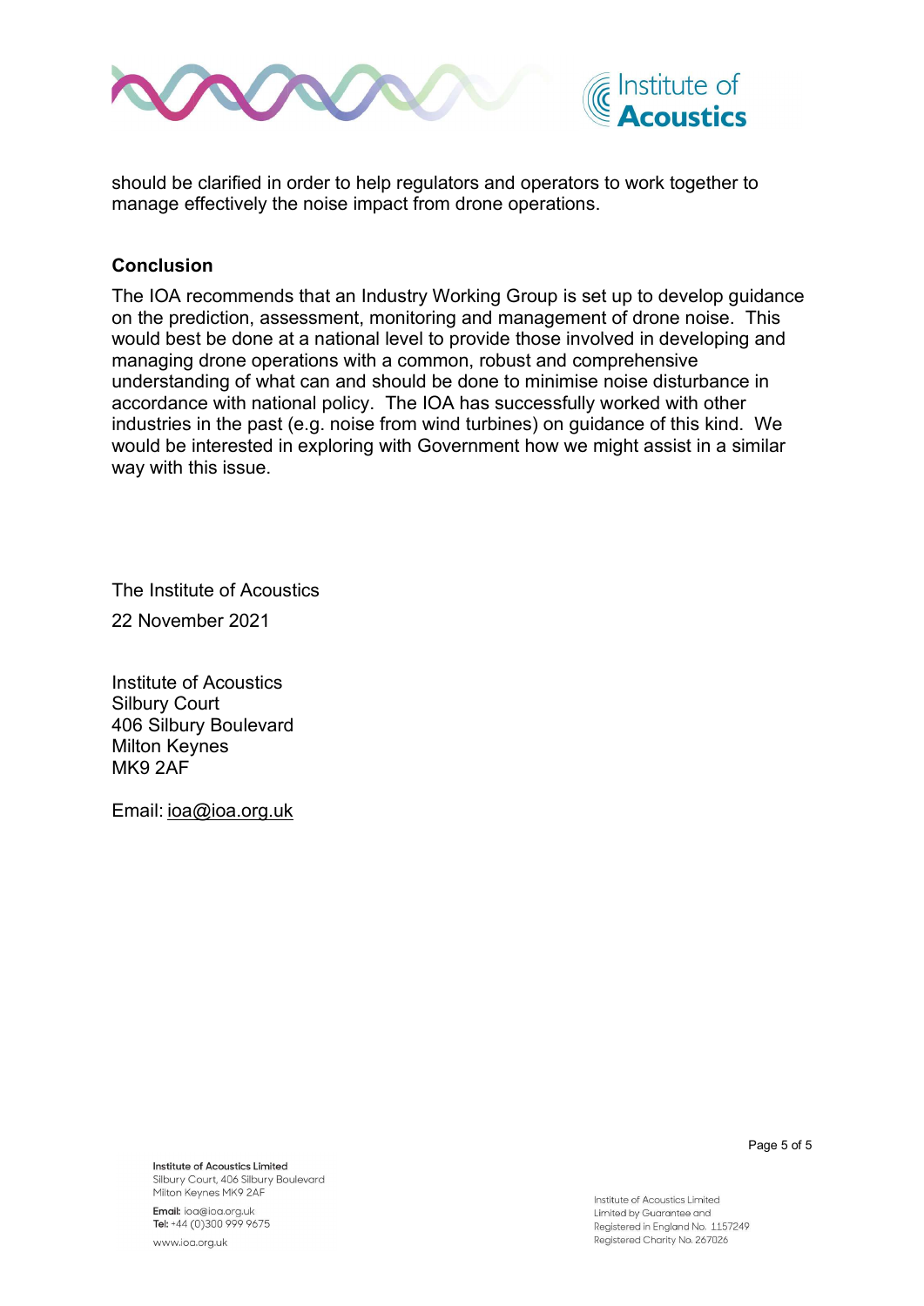should be clarified in order to help regulators and operators to work together to manage effectively the noise impact from drone operations.

**Conclusion**

The IOA recommends that an Industry Working Group is set up to develop guidance on the prediction, assessment, monitoring and management of drone noise. This would best be done at a national level to provide those involved in developing and managing drone operations with a common, robust and comprehensive understanding of what can and should be done to minimise noise disturbance in accordance with national policy. The IOA has successfully worked with other industries in the past (e.g. noise from wind turbines) on guidance of this kind. We would be interested in exploring with Government how we might assist in a similar way with this issue.

The Institute of Acoustics

22 November 2021

Institute of Acoustics
Silbury Court
406 Silbury Boulevard
Milton Keynes
MK9 2AF

Email: ioa@ioa.org.uk